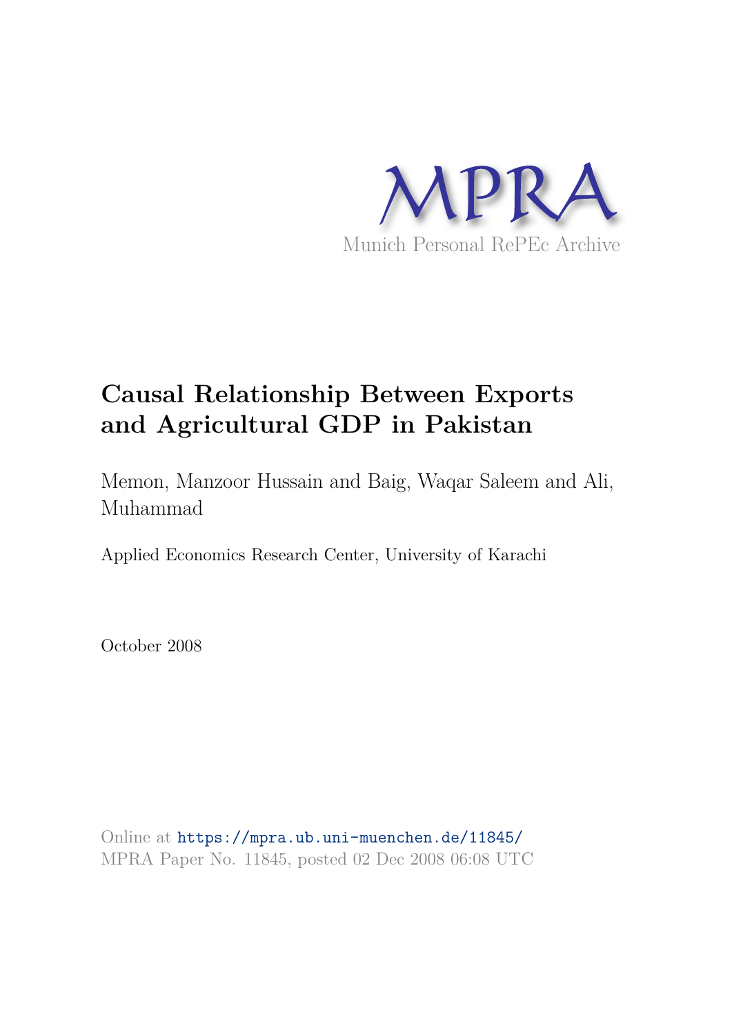MPRA

Munich Personal RePEc Archive

# Causal Relationship Between Exports and Agricultural GDP in Pakistan

Memon, Manzoor Hussain and Baig, Waqar Saleem and Ali, Muhammad

Applied Economics Research Center, University of Karachi

October 2008

Online at https://mpra.ub.uni-muenchen.de/11845/
MPRA Paper No. 11845, posted 02 Dec 2008 06:08 UTC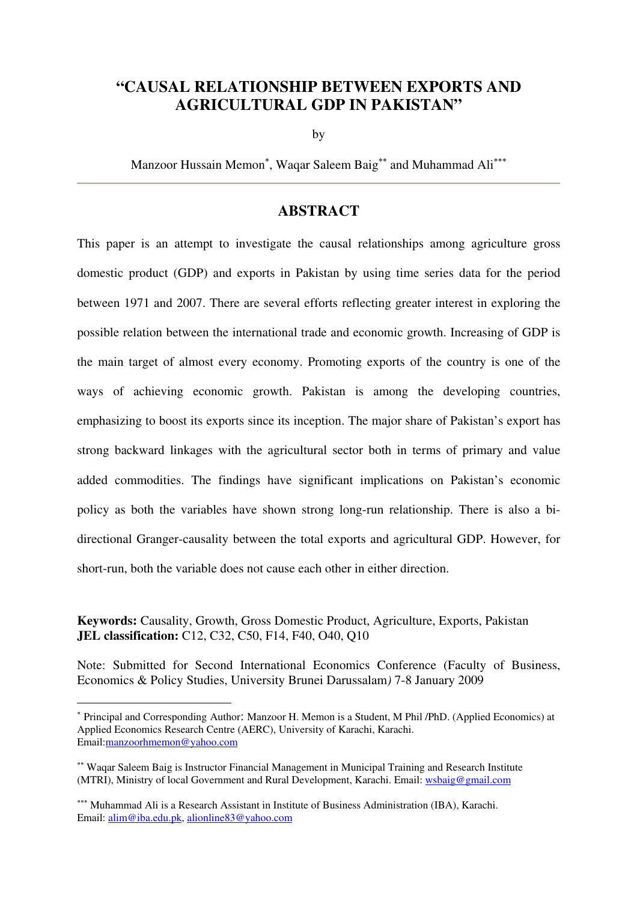# "CAUSAL RELATIONSHIP BETWEEN EXPORTS AND AGRICULTURAL GDP IN PAKISTAN"

by

Manzoor Hussain Memon[*], Waqar Saleem Baig[**] and Muhammad Ali[***]

## ABSTRACT

This paper is an attempt to investigate the causal relationships among agriculture gross domestic product (GDP) and exports in Pakistan by using time series data for the period between 1971 and 2007. There are several efforts reflecting greater interest in exploring the possible relation between the international trade and economic growth. Increasing of GDP is the main target of almost every economy. Promoting exports of the country is one of the ways of achieving economic growth. Pakistan is among the developing countries, emphasizing to boost its exports since its inception. The major share of Pakistan's export has strong backward linkages with the agricultural sector both in terms of primary and value added commodities. The findings have significant implications on Pakistan's economic policy as both the variables have shown strong long-run relationship. There is also a bi-directional Granger-causality between the total exports and agricultural GDP. However, for short-run, both the variable does not cause each other in either direction.

**Keywords:** Causality, Growth, Gross Domestic Product, Agriculture, Exports, Pakistan
**JEL classification:** C12, C32, C50, F14, F40, O40, Q10

Note: Submitted for Second International Economics Conference (Faculty of Business, Economics & Policy Studies, University Brunei Darussalam*)* 7-8 January 2009

---

[*] Principal and Corresponding Author: Manzoor H. Memon is a Student, M Phil /PhD. (Applied Economics) at Applied Economics Research Centre (AERC), University of Karachi, Karachi. Email:manzoorhmemon@yahoo.com

[**] Waqar Saleem Baig is Instructor Financial Management in Municipal Training and Research Institute (MTRI), Ministry of local Government and Rural Development, Karachi. Email: wsbaig@gmail.com

[***] Muhammad Ali is a Research Assistant in Institute of Business Administration (IBA), Karachi. Email: alim@iba.edu.pk, alionline83@yahoo.com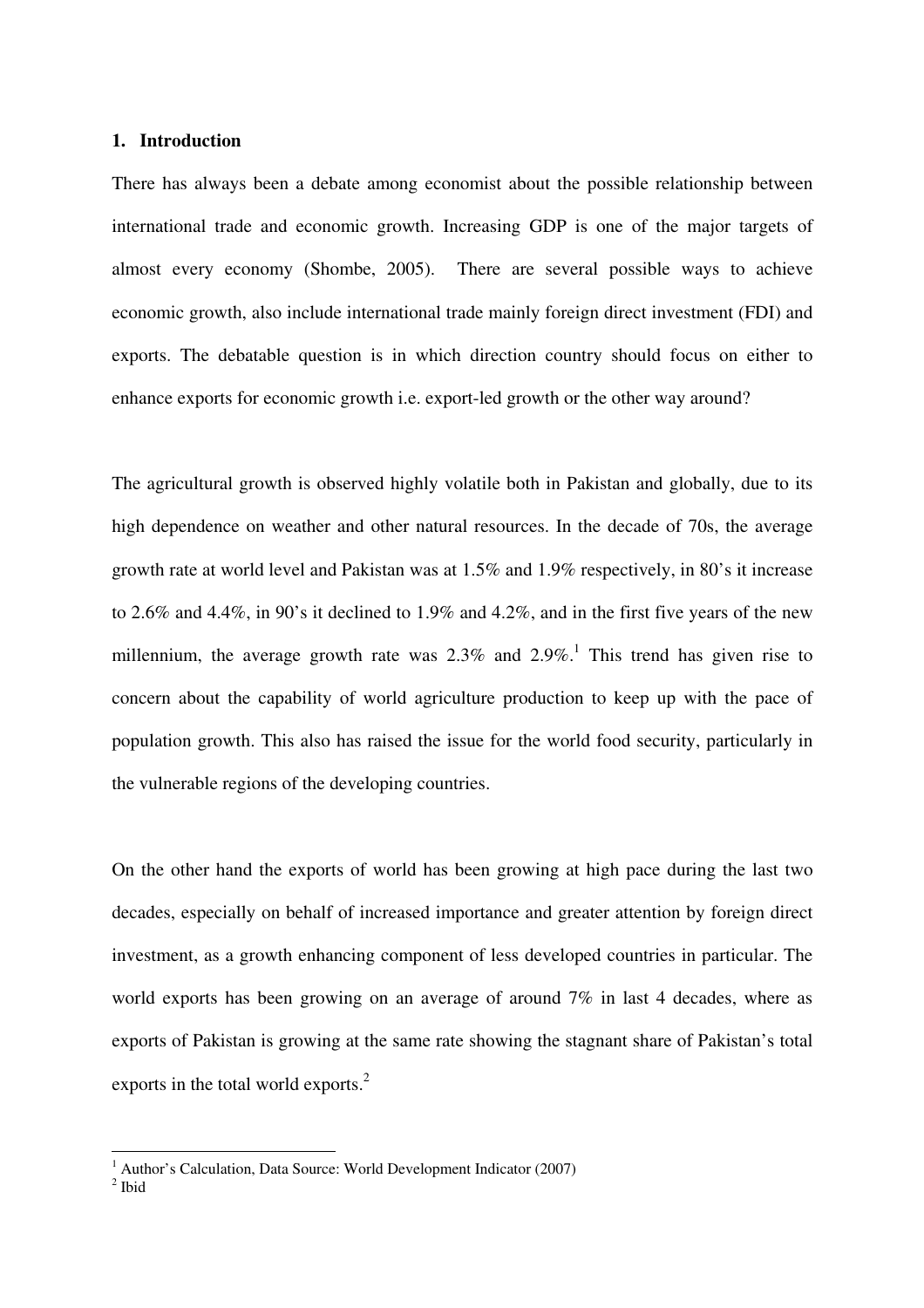## 1. Introduction

There has always been a debate among economist about the possible relationship between international trade and economic growth. Increasing GDP is one of the major targets of almost every economy (Shombe, 2005). There are several possible ways to achieve economic growth, also include international trade mainly foreign direct investment (FDI) and exports. The debatable question is in which direction country should focus on either to enhance exports for economic growth i.e. export-led growth or the other way around?

The agricultural growth is observed highly volatile both in Pakistan and globally, due to its high dependence on weather and other natural resources. In the decade of 70s, the average growth rate at world level and Pakistan was at 1.5% and 1.9% respectively, in 80's it increase to 2.6% and 4.4%, in 90's it declined to 1.9% and 4.2%, and in the first five years of the new millennium, the average growth rate was 2.3% and 2.9%.[1] This trend has given rise to concern about the capability of world agriculture production to keep up with the pace of population growth. This also has raised the issue for the world food security, particularly in the vulnerable regions of the developing countries.

On the other hand the exports of world has been growing at high pace during the last two decades, especially on behalf of increased importance and greater attention by foreign direct investment, as a growth enhancing component of less developed countries in particular. The world exports has been growing on an average of around 7% in last 4 decades, where as exports of Pakistan is growing at the same rate showing the stagnant share of Pakistan's total exports in the total world exports.[2]

---

[1] Author's Calculation, Data Source: World Development Indicator (2007)

[2] Ibid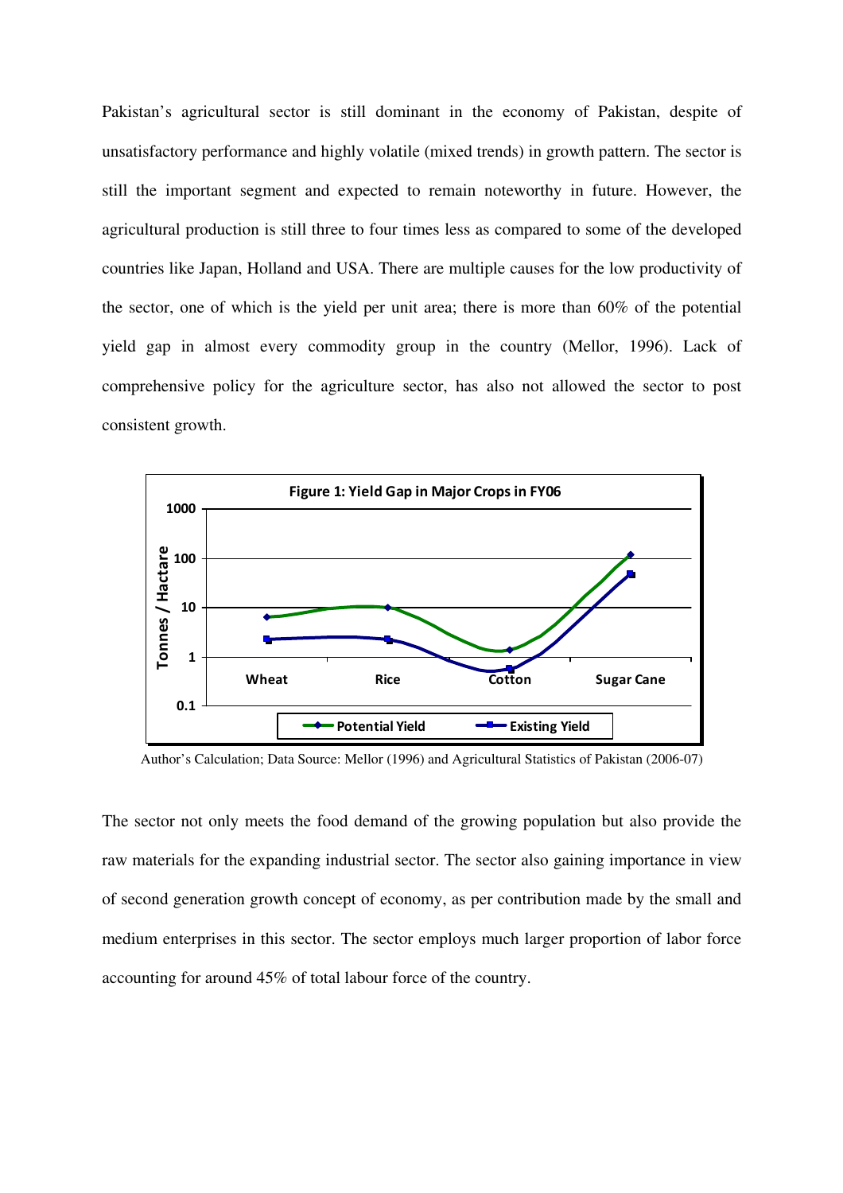Pakistan's agricultural sector is still dominant in the economy of Pakistan, despite of unsatisfactory performance and highly volatile (mixed trends) in growth pattern. The sector is still the important segment and expected to remain noteworthy in future. However, the agricultural production is still three to four times less as compared to some of the developed countries like Japan, Holland and USA. There are multiple causes for the low productivity of the sector, one of which is the yield per unit area; there is more than 60% of the potential yield gap in almost every commodity group in the country (Mellor, 1996). Lack of comprehensive policy for the agriculture sector, has also not allowed the sector to post consistent growth.

**Figure 1: Yield Gap in Major Crops in FY06**

Author's Calculation; Data Source: Mellor (1996) and Agricultural Statistics of Pakistan (2006-07)

The sector not only meets the food demand of the growing population but also provide the raw materials for the expanding industrial sector. The sector also gaining importance in view of second generation growth concept of economy, as per contribution made by the small and medium enterprises in this sector. The sector employs much larger proportion of labor force accounting for around 45% of total labour force of the country.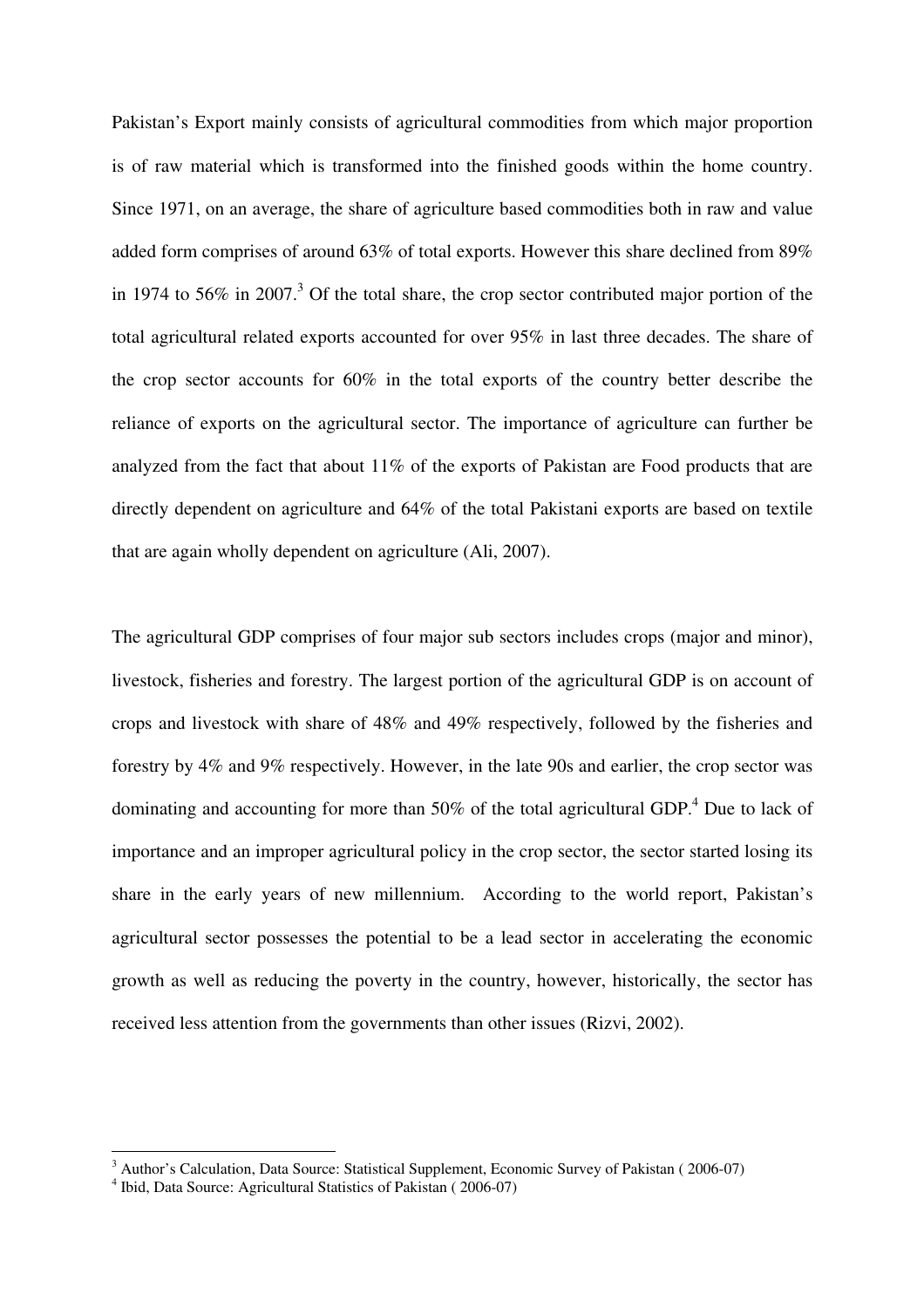Pakistan's Export mainly consists of agricultural commodities from which major proportion is of raw material which is transformed into the finished goods within the home country. Since 1971, on an average, the share of agriculture based commodities both in raw and value added form comprises of around 63% of total exports. However this share declined from 89% in 1974 to 56% in 2007.[3] Of the total share, the crop sector contributed major portion of the total agricultural related exports accounted for over 95% in last three decades. The share of the crop sector accounts for 60% in the total exports of the country better describe the reliance of exports on the agricultural sector. The importance of agriculture can further be analyzed from the fact that about 11% of the exports of Pakistan are Food products that are directly dependent on agriculture and 64% of the total Pakistani exports are based on textile that are again wholly dependent on agriculture (Ali, 2007).

The agricultural GDP comprises of four major sub sectors includes crops (major and minor), livestock, fisheries and forestry. The largest portion of the agricultural GDP is on account of crops and livestock with share of 48% and 49% respectively, followed by the fisheries and forestry by 4% and 9% respectively. However, in the late 90s and earlier, the crop sector was dominating and accounting for more than 50% of the total agricultural GDP.[4] Due to lack of importance and an improper agricultural policy in the crop sector, the sector started losing its share in the early years of new millennium. According to the world report, Pakistan's agricultural sector possesses the potential to be a lead sector in accelerating the economic growth as well as reducing the poverty in the country, however, historically, the sector has received less attention from the governments than other issues (Rizvi, 2002).

---

[3] Author's Calculation, Data Source: Statistical Supplement, Economic Survey of Pakistan ( 2006-07)

[4] Ibid, Data Source: Agricultural Statistics of Pakistan ( 2006-07)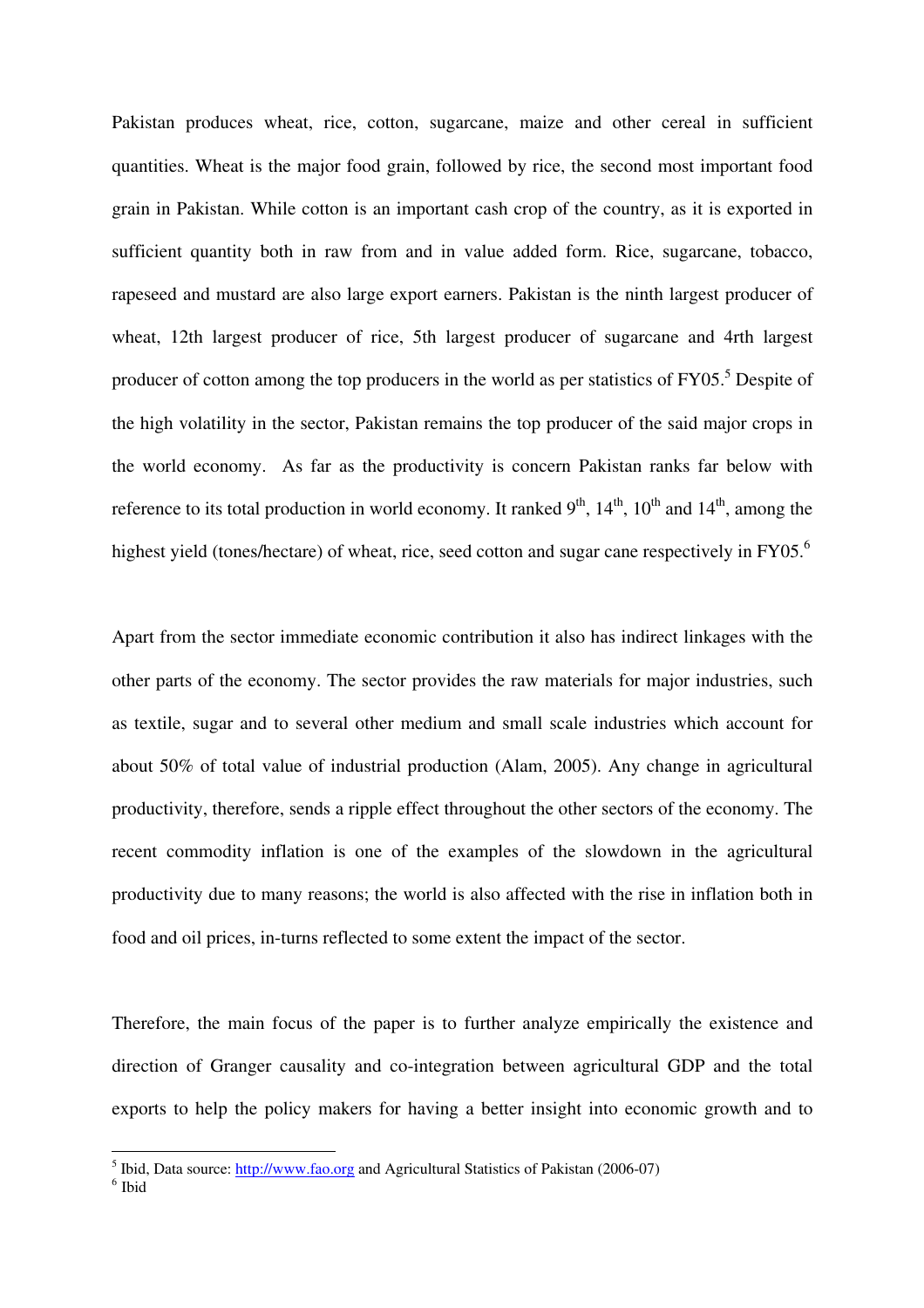Pakistan produces wheat, rice, cotton, sugarcane, maize and other cereal in sufficient quantities. Wheat is the major food grain, followed by rice, the second most important food grain in Pakistan. While cotton is an important cash crop of the country, as it is exported in sufficient quantity both in raw from and in value added form. Rice, sugarcane, tobacco, rapeseed and mustard are also large export earners. Pakistan is the ninth largest producer of wheat, 12th largest producer of rice, 5th largest producer of sugarcane and 4rth largest producer of cotton among the top producers in the world as per statistics of FY05.[5] Despite of the high volatility in the sector, Pakistan remains the top producer of the said major crops in the world economy. As far as the productivity is concern Pakistan ranks far below with reference to its total production in world economy. It ranked 9th, 14th, 10th and 14th, among the highest yield (tones/hectare) of wheat, rice, seed cotton and sugar cane respectively in FY05.[6]

Apart from the sector immediate economic contribution it also has indirect linkages with the other parts of the economy. The sector provides the raw materials for major industries, such as textile, sugar and to several other medium and small scale industries which account for about 50% of total value of industrial production (Alam, 2005). Any change in agricultural productivity, therefore, sends a ripple effect throughout the other sectors of the economy. The recent commodity inflation is one of the examples of the slowdown in the agricultural productivity due to many reasons; the world is also affected with the rise in inflation both in food and oil prices, in-turns reflected to some extent the impact of the sector.

Therefore, the main focus of the paper is to further analyze empirically the existence and direction of Granger causality and co-integration between agricultural GDP and the total exports to help the policy makers for having a better insight into economic growth and to

[5] Ibid, Data source: http://www.fao.org and Agricultural Statistics of Pakistan (2006-07)

[6] Ibid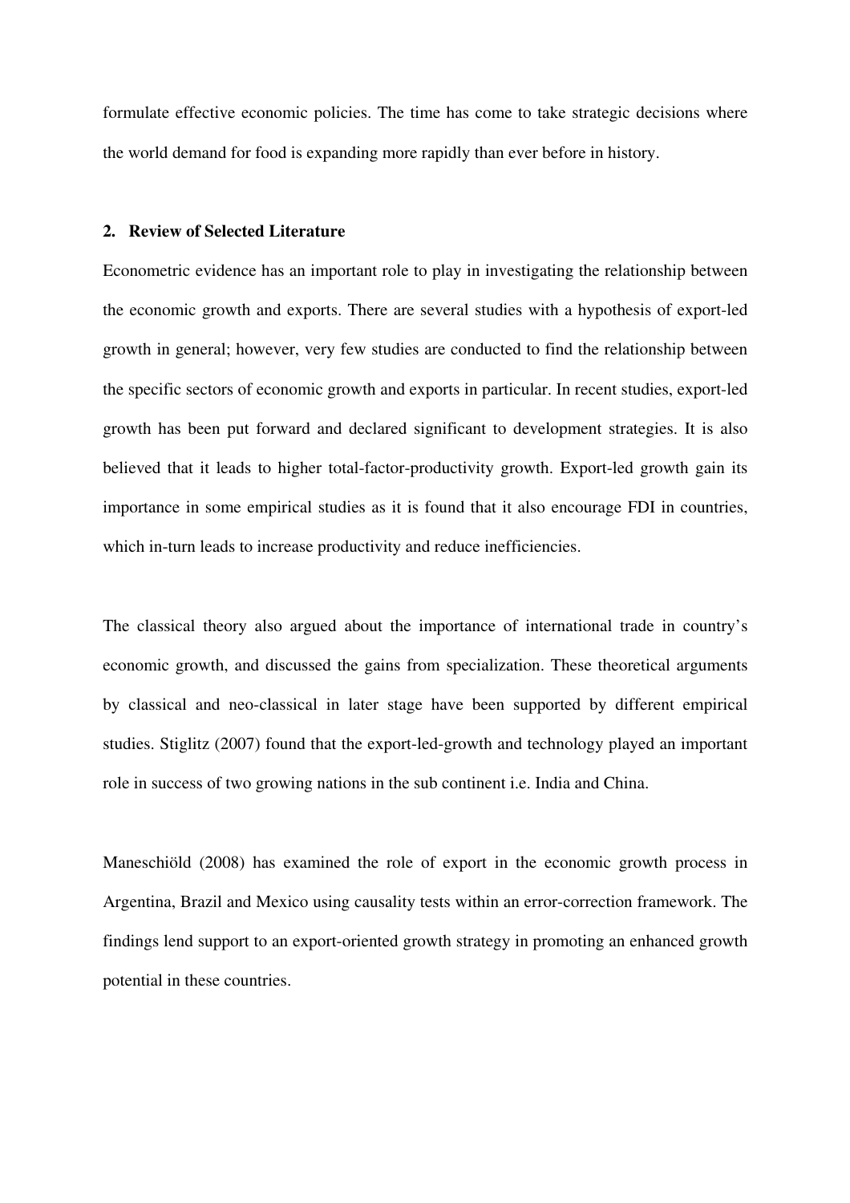formulate effective economic policies. The time has come to take strategic decisions where the world demand for food is expanding more rapidly than ever before in history.

## 2. Review of Selected Literature

Econometric evidence has an important role to play in investigating the relationship between the economic growth and exports. There are several studies with a hypothesis of export-led growth in general; however, very few studies are conducted to find the relationship between the specific sectors of economic growth and exports in particular. In recent studies, export-led growth has been put forward and declared significant to development strategies. It is also believed that it leads to higher total-factor-productivity growth. Export-led growth gain its importance in some empirical studies as it is found that it also encourage FDI in countries, which in-turn leads to increase productivity and reduce inefficiencies.

The classical theory also argued about the importance of international trade in country's economic growth, and discussed the gains from specialization. These theoretical arguments by classical and neo-classical in later stage have been supported by different empirical studies. Stiglitz (2007) found that the export-led-growth and technology played an important role in success of two growing nations in the sub continent i.e. India and China.

Maneschiöld (2008) has examined the role of export in the economic growth process in Argentina, Brazil and Mexico using causality tests within an error-correction framework. The findings lend support to an export-oriented growth strategy in promoting an enhanced growth potential in these countries.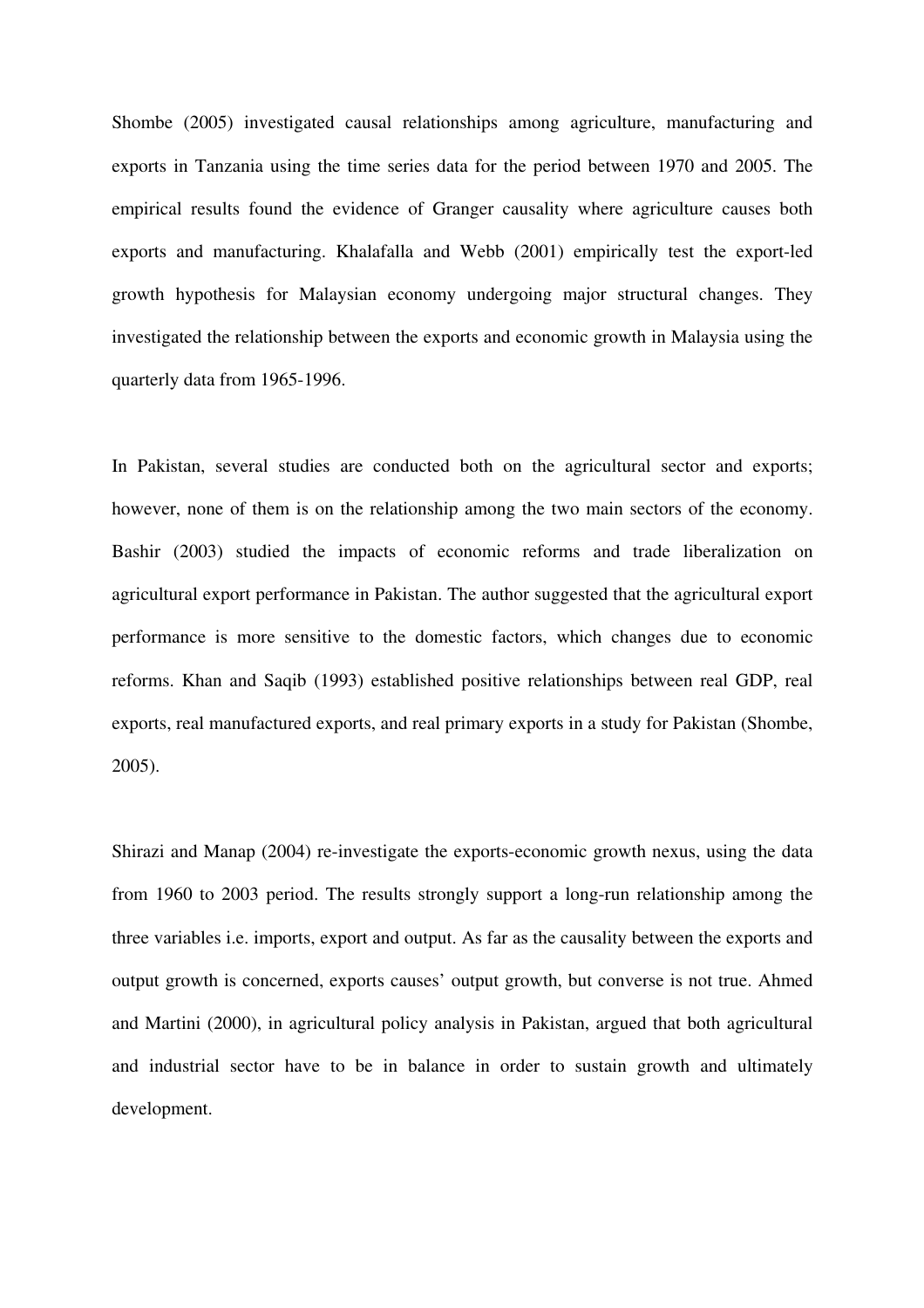Shombe (2005) investigated causal relationships among agriculture, manufacturing and exports in Tanzania using the time series data for the period between 1970 and 2005. The empirical results found the evidence of Granger causality where agriculture causes both exports and manufacturing. Khalafalla and Webb (2001) empirically test the export-led growth hypothesis for Malaysian economy undergoing major structural changes. They investigated the relationship between the exports and economic growth in Malaysia using the quarterly data from 1965-1996.

In Pakistan, several studies are conducted both on the agricultural sector and exports; however, none of them is on the relationship among the two main sectors of the economy. Bashir (2003) studied the impacts of economic reforms and trade liberalization on agricultural export performance in Pakistan. The author suggested that the agricultural export performance is more sensitive to the domestic factors, which changes due to economic reforms. Khan and Saqib (1993) established positive relationships between real GDP, real exports, real manufactured exports, and real primary exports in a study for Pakistan (Shombe, 2005).

Shirazi and Manap (2004) re-investigate the exports-economic growth nexus, using the data from 1960 to 2003 period. The results strongly support a long-run relationship among the three variables i.e. imports, export and output. As far as the causality between the exports and output growth is concerned, exports causes' output growth, but converse is not true. Ahmed and Martini (2000), in agricultural policy analysis in Pakistan, argued that both agricultural and industrial sector have to be in balance in order to sustain growth and ultimately development.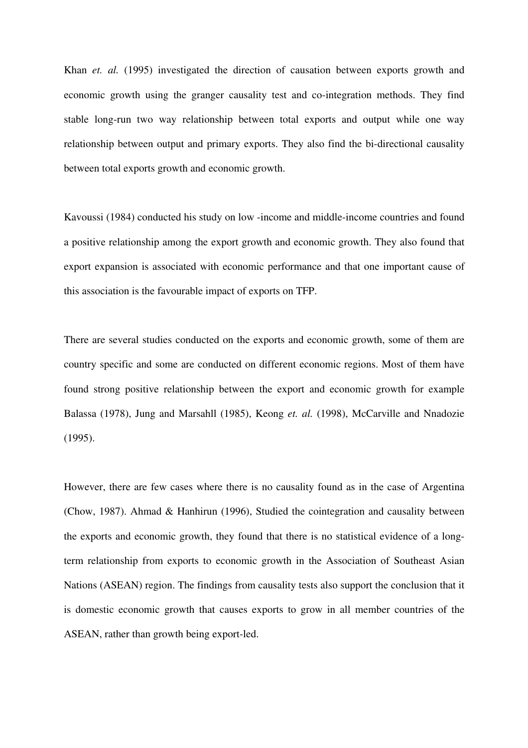Khan *et. al.* (1995) investigated the direction of causation between exports growth and economic growth using the granger causality test and co-integration methods. They find stable long-run two way relationship between total exports and output while one way relationship between output and primary exports. They also find the bi-directional causality between total exports growth and economic growth.

Kavoussi (1984) conducted his study on low -income and middle-income countries and found a positive relationship among the export growth and economic growth. They also found that export expansion is associated with economic performance and that one important cause of this association is the favourable impact of exports on TFP.

There are several studies conducted on the exports and economic growth, some of them are country specific and some are conducted on different economic regions. Most of them have found strong positive relationship between the export and economic growth for example Balassa (1978), Jung and Marsahll (1985), Keong *et. al.* (1998), McCarville and Nnadozie (1995).

However, there are few cases where there is no causality found as in the case of Argentina (Chow, 1987). Ahmad & Hanhirun (1996), Studied the cointegration and causality between the exports and economic growth, they found that there is no statistical evidence of a long-term relationship from exports to economic growth in the Association of Southeast Asian Nations (ASEAN) region. The findings from causality tests also support the conclusion that it is domestic economic growth that causes exports to grow in all member countries of the ASEAN, rather than growth being export-led.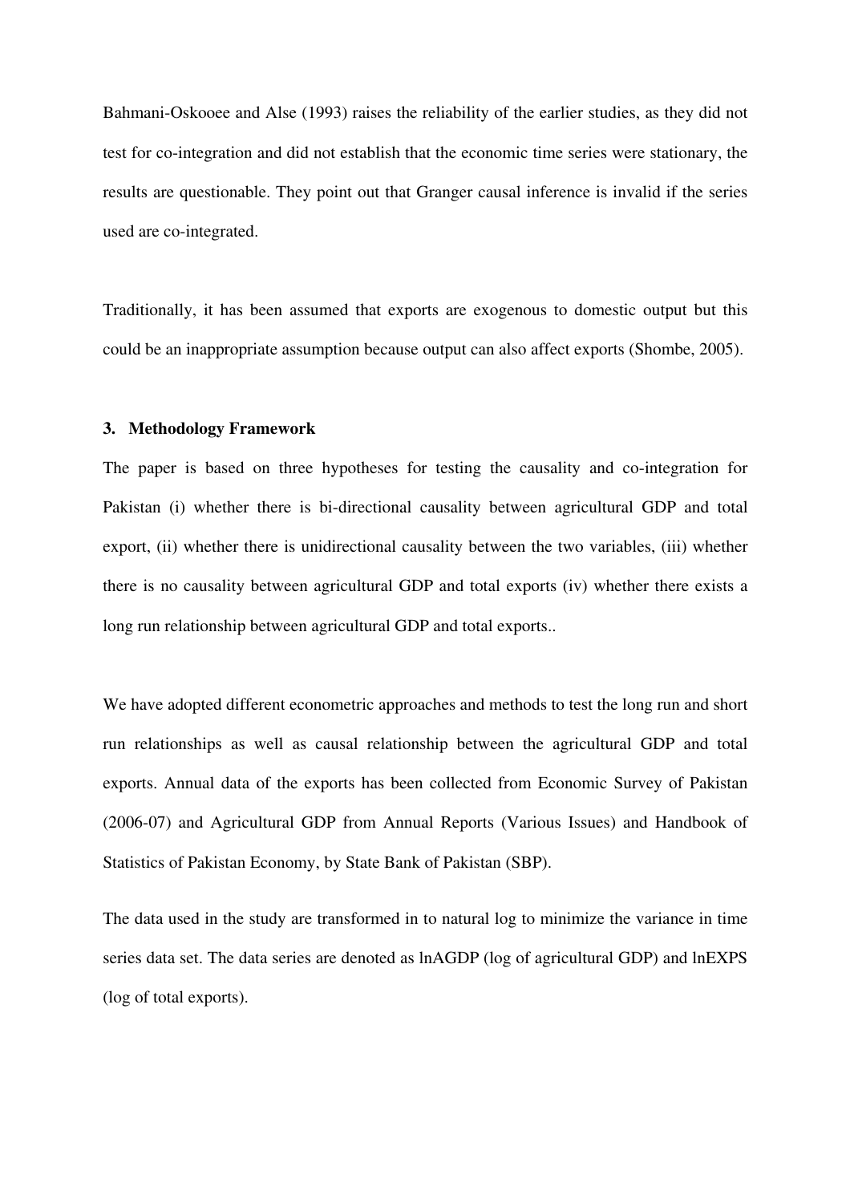Bahmani-Oskooee and Alse (1993) raises the reliability of the earlier studies, as they did not test for co-integration and did not establish that the economic time series were stationary, the results are questionable. They point out that Granger causal inference is invalid if the series used are co-integrated.

Traditionally, it has been assumed that exports are exogenous to domestic output but this could be an inappropriate assumption because output can also affect exports (Shombe, 2005).

### 3. Methodology Framework

The paper is based on three hypotheses for testing the causality and co-integration for Pakistan (i) whether there is bi-directional causality between agricultural GDP and total export, (ii) whether there is unidirectional causality between the two variables, (iii) whether there is no causality between agricultural GDP and total exports (iv) whether there exists a long run relationship between agricultural GDP and total exports..

We have adopted different econometric approaches and methods to test the long run and short run relationships as well as causal relationship between the agricultural GDP and total exports. Annual data of the exports has been collected from Economic Survey of Pakistan (2006-07) and Agricultural GDP from Annual Reports (Various Issues) and Handbook of Statistics of Pakistan Economy, by State Bank of Pakistan (SBP).

The data used in the study are transformed in to natural log to minimize the variance in time series data set. The data series are denoted as lnAGDP (log of agricultural GDP) and lnEXPS (log of total exports).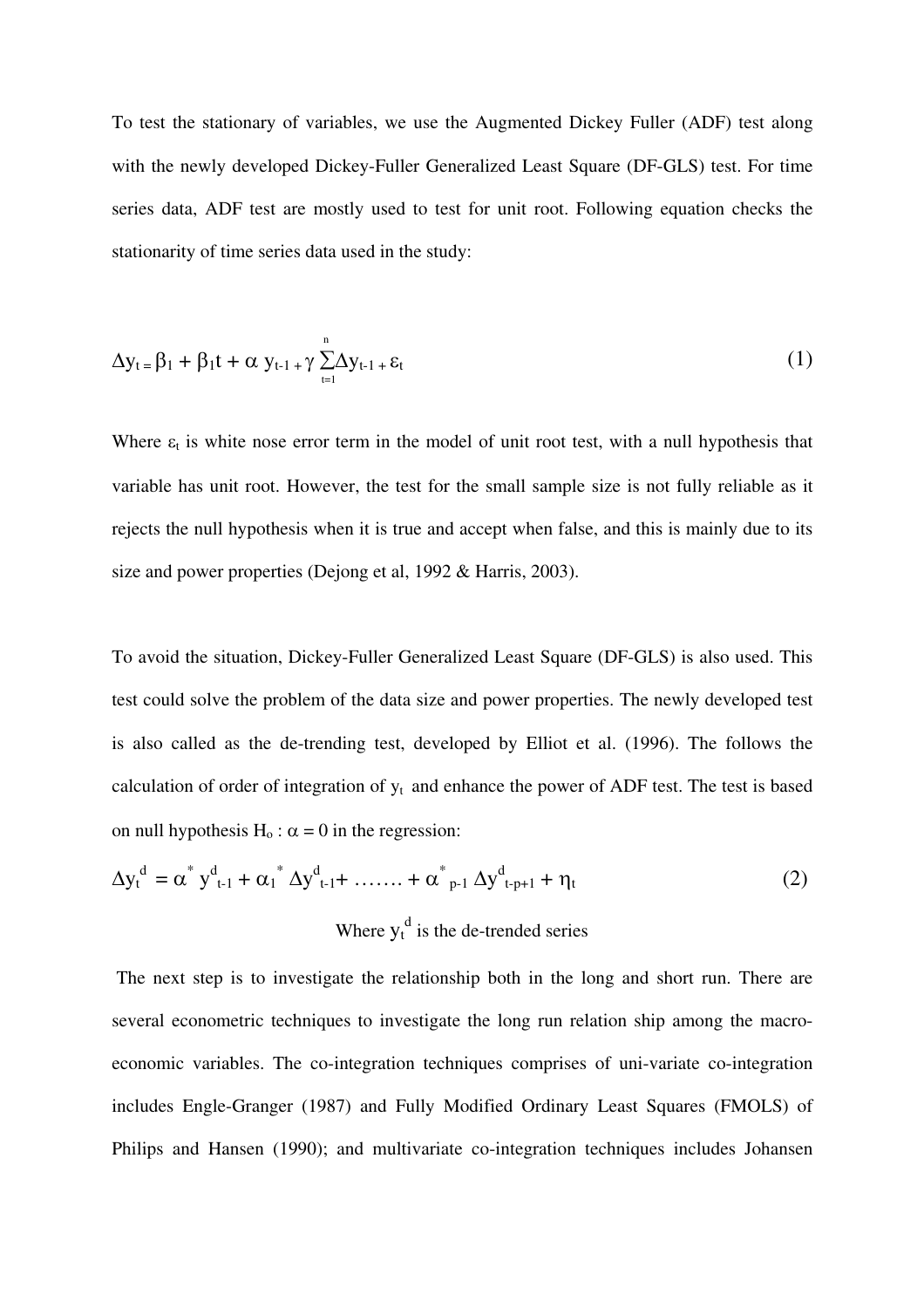To test the stationary of variables, we use the Augmented Dickey Fuller (ADF) test along with the newly developed Dickey-Fuller Generalized Least Square (DF-GLS) test. For time series data, ADF test are mostly used to test for unit root. Following equation checks the stationarity of time series data used in the study:

$$\Delta y_t = \beta_1 + \beta_1 t + \alpha\, y_{t-1} + \gamma \sum_{t=1}^{n} \Delta y_{t-1} + \varepsilon_t \tag{1}$$

Where $\varepsilon_t$ is white nose error term in the model of unit root test, with a null hypothesis that variable has unit root. However, the test for the small sample size is not fully reliable as it rejects the null hypothesis when it is true and accept when false, and this is mainly due to its size and power properties (Dejong et al, 1992 & Harris, 2003).

To avoid the situation, Dickey-Fuller Generalized Least Square (DF-GLS) is also used. This test could solve the problem of the data size and power properties. The newly developed test is also called as the de-trending test, developed by Elliot et al. (1996). The follows the calculation of order of integration of $y_t$ and enhance the power of ADF test. The test is based on null hypothesis $H_o : \alpha = 0$ in the regression:

$$\Delta y_t^d = \alpha^* y_{t-1}^d + \alpha_1^* \Delta y_{t-1}^d + \ldots\ldots + \alpha_{p-1}^* \Delta y_{t-p+1}^d + \eta_t \tag{2}$$

Where $y_t^d$ is the de-trended series

The next step is to investigate the relationship both in the long and short run. There are several econometric techniques to investigate the long run relation ship among the macro-economic variables. The co-integration techniques comprises of uni-variate co-integration includes Engle-Granger (1987) and Fully Modified Ordinary Least Squares (FMOLS) of Philips and Hansen (1990); and multivariate co-integration techniques includes Johansen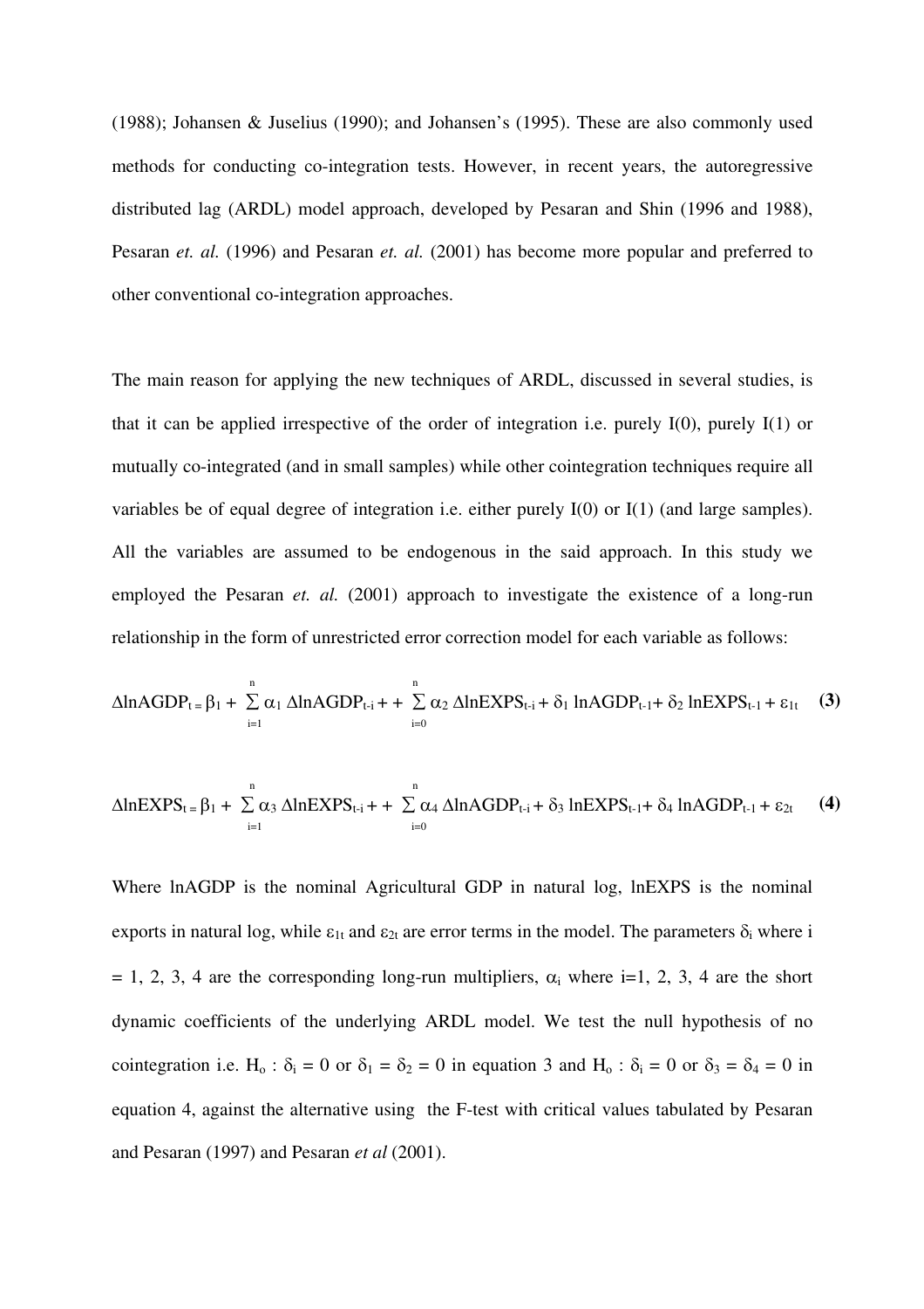(1988); Johansen & Juselius (1990); and Johansen's (1995). These are also commonly used methods for conducting co-integration tests. However, in recent years, the autoregressive distributed lag (ARDL) model approach, developed by Pesaran and Shin (1996 and 1988), Pesaran *et. al.* (1996) and Pesaran *et. al.* (2001) has become more popular and preferred to other conventional co-integration approaches.

The main reason for applying the new techniques of ARDL, discussed in several studies, is that it can be applied irrespective of the order of integration i.e. purely I(0), purely I(1) or mutually co-integrated (and in small samples) while other cointegration techniques require all variables be of equal degree of integration i.e. either purely I(0) or I(1) (and large samples). All the variables are assumed to be endogenous in the said approach. In this study we employed the Pesaran *et. al.* (2001) approach to investigate the existence of a long-run relationship in the form of unrestricted error correction model for each variable as follows:

$$\Delta lnAGDP_t = \beta_1 + \sum_{i=1}^{n} \alpha_1 \Delta lnAGDP_{t-i} + + \sum_{i=0}^{n} \alpha_2 \Delta lnEXPS_{t-i} + \delta_1 lnAGDP_{t-1} + \delta_2 lnEXPS_{t-1} + \varepsilon_{1t} \quad \textbf{(3)}$$

$$\Delta lnEXPS_t = \beta_1 + \sum_{i=1}^{n} \alpha_3 \Delta lnEXPS_{t-i} + + \sum_{i=0}^{n} \alpha_4 \Delta lnAGDP_{t-i} + \delta_3 lnEXPS_{t-1} + \delta_4 lnAGDP_{t-1} + \varepsilon_{2t} \quad \textbf{(4)}$$

Where lnAGDP is the nominal Agricultural GDP in natural log, lnEXPS is the nominal exports in natural log, while $\varepsilon_{1t}$ and $\varepsilon_{2t}$ are error terms in the model. The parameters $\delta_i$ where i = 1, 2, 3, 4 are the corresponding long-run multipliers, $\alpha_i$ where i=1, 2, 3, 4 are the short dynamic coefficients of the underlying ARDL model. We test the null hypothesis of no cointegration i.e. $H_o : \delta_i = 0$ or $\delta_1 = \delta_2 = 0$ in equation 3 and $H_o : \delta_i = 0$ or $\delta_3 = \delta_4 = 0$ in equation 4, against the alternative using the F-test with critical values tabulated by Pesaran and Pesaran (1997) and Pesaran *et al* (2001).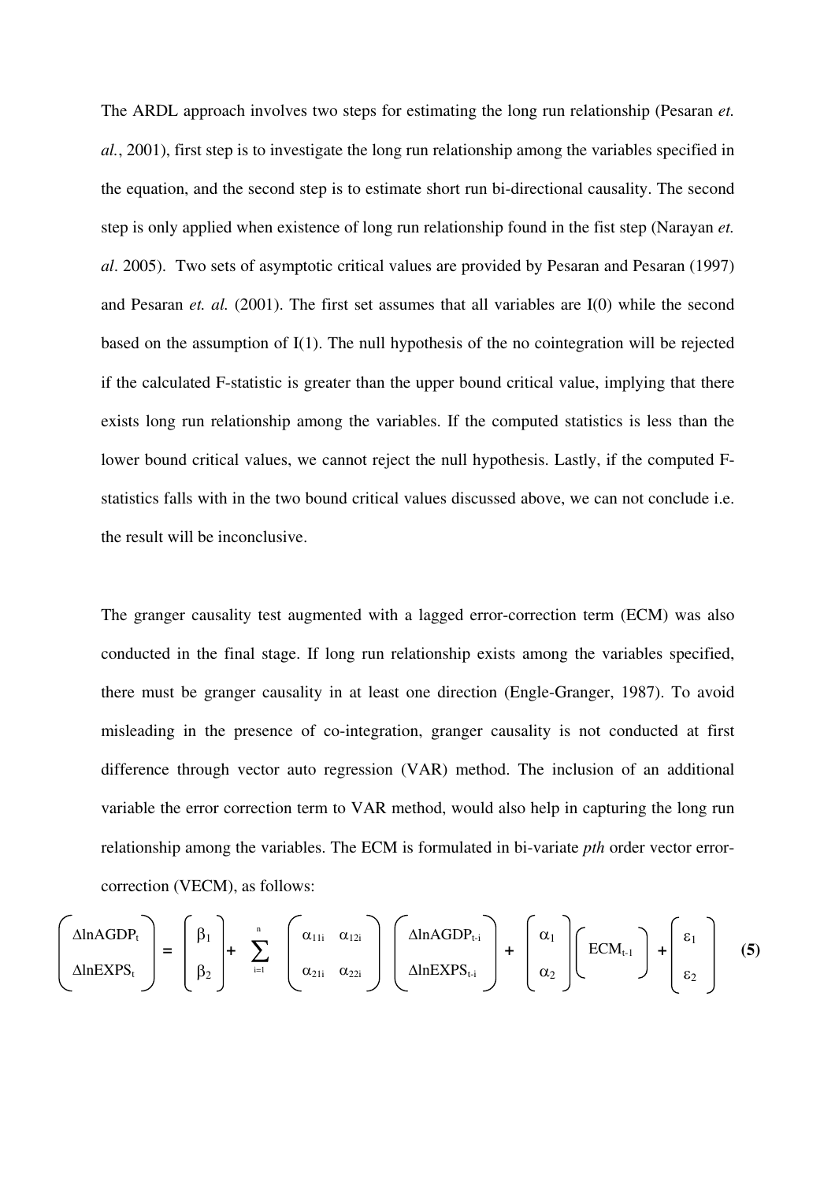The ARDL approach involves two steps for estimating the long run relationship (Pesaran *et. al.*, 2001), first step is to investigate the long run relationship among the variables specified in the equation, and the second step is to estimate short run bi-directional causality. The second step is only applied when existence of long run relationship found in the fist step (Narayan *et. al*. 2005). Two sets of asymptotic critical values are provided by Pesaran and Pesaran (1997) and Pesaran *et. al.* (2001). The first set assumes that all variables are I(0) while the second based on the assumption of I(1). The null hypothesis of the no cointegration will be rejected if the calculated F-statistic is greater than the upper bound critical value, implying that there exists long run relationship among the variables. If the computed statistics is less than the lower bound critical values, we cannot reject the null hypothesis. Lastly, if the computed F-statistics falls with in the two bound critical values discussed above, we can not conclude i.e. the result will be inconclusive.

The granger causality test augmented with a lagged error-correction term (ECM) was also conducted in the final stage. If long run relationship exists among the variables specified, there must be granger causality in at least one direction (Engle-Granger, 1987). To avoid misleading in the presence of co-integration, granger causality is not conducted at first difference through vector auto regression (VAR) method. The inclusion of an additional variable the error correction term to VAR method, would also help in capturing the long run relationship among the variables. The ECM is formulated in bi-variate *pth* order vector error-correction (VECM), as follows:

$$\begin{pmatrix} \Delta \ln AGDP_t \\ \Delta \ln EXPS_t \end{pmatrix} = \begin{pmatrix} \beta_1 \\ \beta_2 \end{pmatrix} + \sum_{i=1}^{n} \begin{pmatrix} \alpha_{11i} & \alpha_{12i} \\ \alpha_{21i} & \alpha_{22i} \end{pmatrix} \begin{pmatrix} \Delta \ln AGDP_{t-i} \\ \Delta \ln EXPS_{t-i} \end{pmatrix} + \begin{pmatrix} \alpha_1 \\ \alpha_2 \end{pmatrix} \begin{pmatrix} ECM_{t-1} \end{pmatrix} + \begin{pmatrix} \varepsilon_1 \\ \varepsilon_2 \end{pmatrix} \quad \textbf{(5)}$$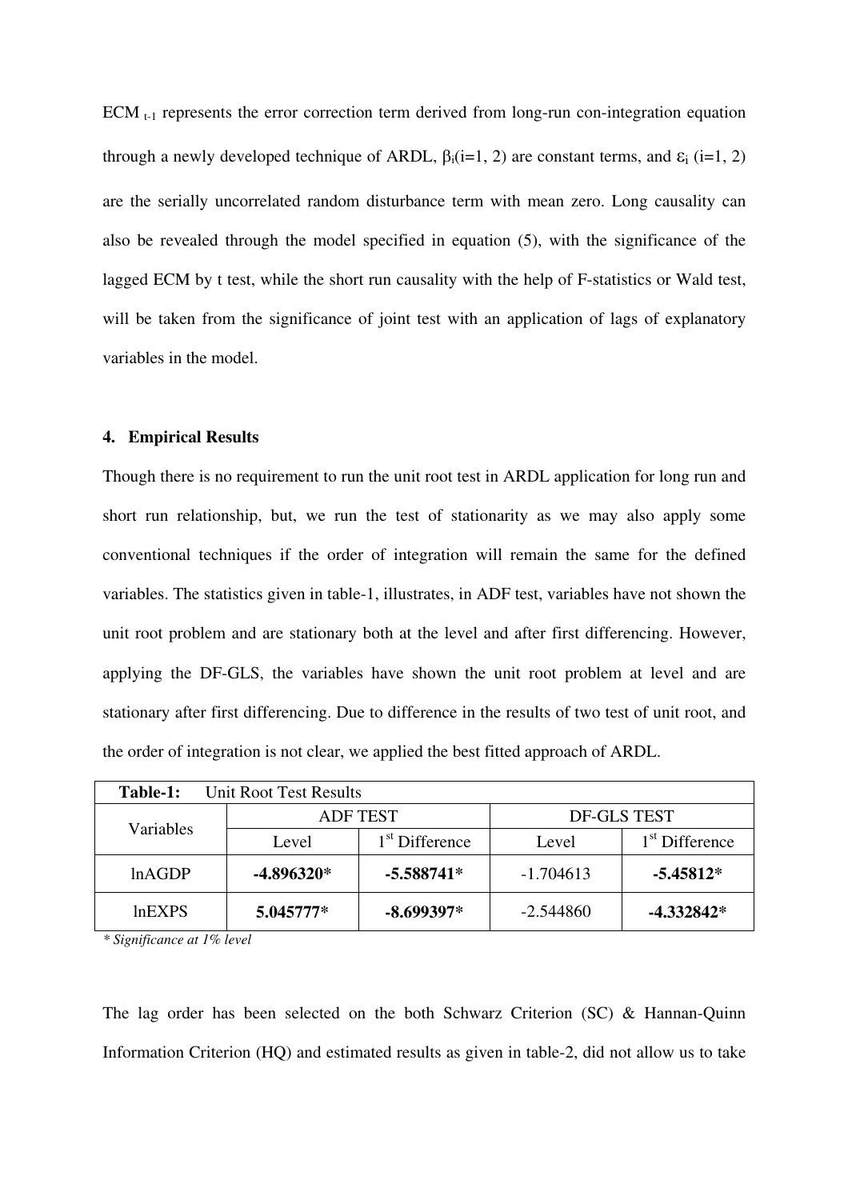ECM $_{t-1}$ represents the error correction term derived from long-run con-integration equation through a newly developed technique of ARDL, $\beta_i$(i=1, 2) are constant terms, and $\varepsilon_i$ (i=1, 2) are the serially uncorrelated random disturbance term with mean zero. Long causality can also be revealed through the model specified in equation (5), with the significance of the lagged ECM by t test, while the short run causality with the help of F-statistics or Wald test, will be taken from the significance of joint test with an application of lags of explanatory variables in the model.

## 4. Empirical Results

Though there is no requirement to run the unit root test in ARDL application for long run and short run relationship, but, we run the test of stationarity as we may also apply some conventional techniques if the order of integration will remain the same for the defined variables. The statistics given in table-1, illustrates, in ADF test, variables have not shown the unit root problem and are stationary both at the level and after first differencing. However, applying the DF-GLS, the variables have shown the unit root problem at level and are stationary after first differencing. Due to difference in the results of two test of unit root, and the order of integration is not clear, we applied the best fitted approach of ARDL.

**Table-1:** Unit Root Test Results

| Variables | ADF TEST | | DF-GLS TEST | |
|---|---|---|---|---|
| | Level | 1st Difference | Level | 1st Difference |
| lnAGDP | **-4.896320*** | **-5.588741*** | -1.704613 | **-5.45812*** |
| lnEXPS | **5.045777*** | **-8.699397*** | -2.544860 | **-4.332842*** |

*\* Significance at 1% level*

The lag order has been selected on the both Schwarz Criterion (SC) & Hannan-Quinn Information Criterion (HQ) and estimated results as given in table-2, did not allow us to take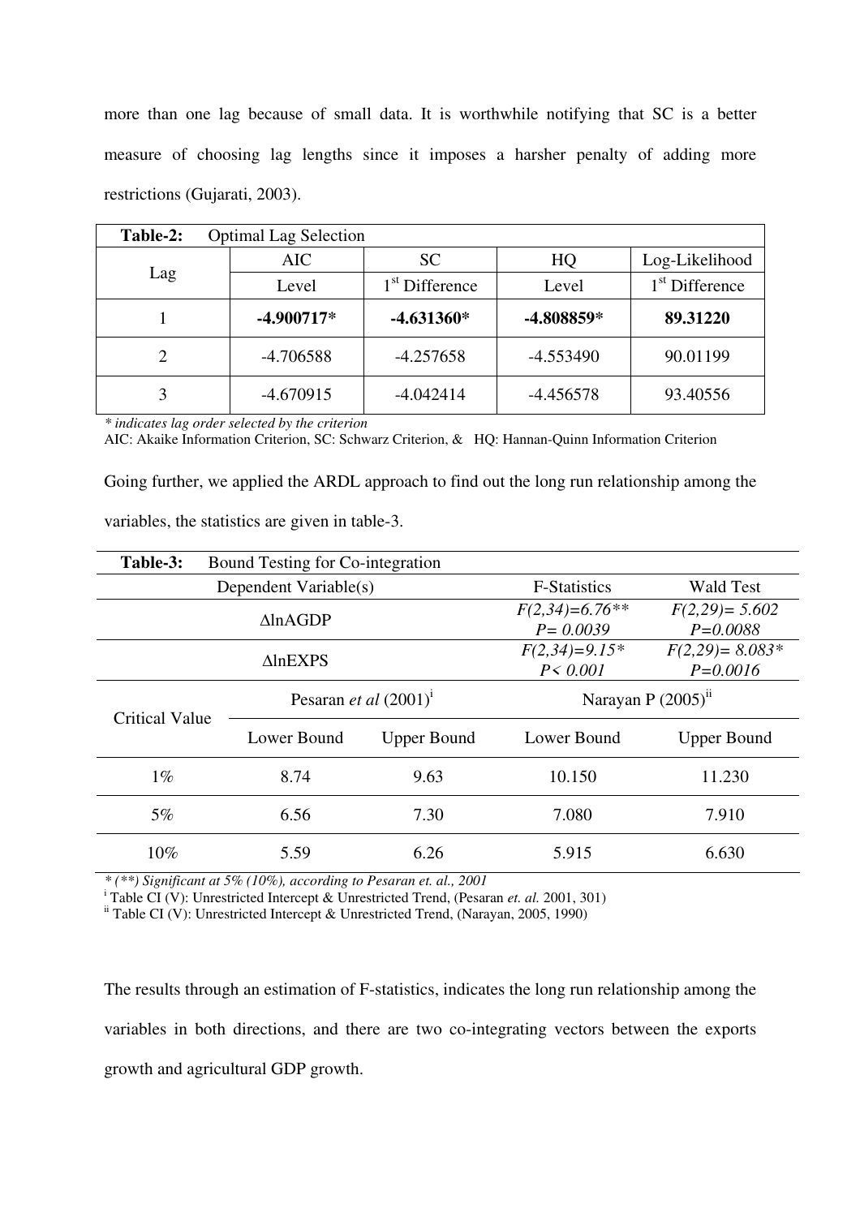more than one lag because of small data. It is worthwhile notifying that SC is a better measure of choosing lag lengths since it imposes a harsher penalty of adding more restrictions (Gujarati, 2003).

| **Table-2:** Optimal Lag Selection | | | | |
|---|---|---|---|---|
| Lag | AIC | SC | HQ | Log-Likelihood |
| | Level | 1[st] Difference | Level | 1[st] Difference |
| 1 | **-4.900717*** | **-4.631360*** | **-4.808859*** | **89.31220** |
| 2 | -4.706588 | -4.257658 | -4.553490 | 90.01199 |
| 3 | -4.670915 | -4.042414 | -4.456578 | 93.40556 |

*\* indicates lag order selected by the criterion*
AIC: Akaike Information Criterion, SC: Schwarz Criterion, & HQ: Hannan-Quinn Information Criterion

Going further, we applied the ARDL approach to find out the long run relationship among the variables, the statistics are given in table-3.

| **Table-3:** Bound Testing for Co-integration | | | | |
|---|---|---|---|---|
| Dependent Variable(s) | | | F-Statistics | Wald Test |
| $\Delta$lnAGDP | | | *F(2,34)=6.76*** *P= 0.0039* | *F(2,29)= 5.602* *P=0.0088* |
| $\Delta$lnEXPS | | | *F(2,34)=9.15** *P< 0.001* | *F(2,29)= 8.083** *P=0.0016* |
| Critical Value | Pesaran *et al* (2001)[i] | | Narayan P (2005)[ii] | |
| | Lower Bound | Upper Bound | Lower Bound | Upper Bound |
| 1% | 8.74 | 9.63 | 10.150 | 11.230 |
| 5% | 6.56 | 7.30 | 7.080 | 7.910 |
| 10% | 5.59 | 6.26 | 5.915 | 6.630 |

*\* (\*\*) Significant at 5% (10%), according to Pesaran et. al., 2001*
[i] Table CI (V): Unrestricted Intercept & Unrestricted Trend, (Pesaran *et. al.* 2001, 301)
[ii] Table CI (V): Unrestricted Intercept & Unrestricted Trend, (Narayan, 2005, 1990)

The results through an estimation of F-statistics, indicates the long run relationship among the variables in both directions, and there are two co-integrating vectors between the exports growth and agricultural GDP growth.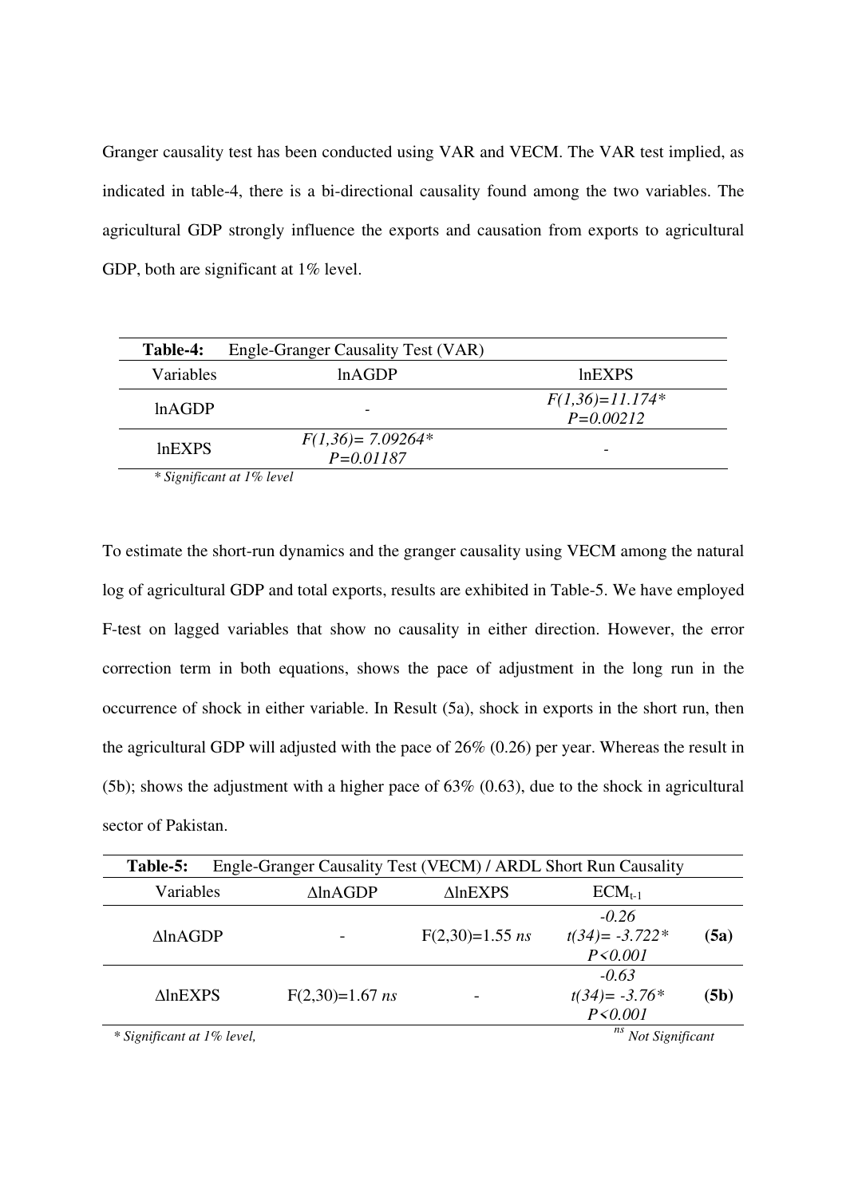Granger causality test has been conducted using VAR and VECM. The VAR test implied, as indicated in table-4, there is a bi-directional causality found among the two variables. The agricultural GDP strongly influence the exports and causation from exports to agricultural GDP, both are significant at 1% level.

**Table-4:** Engle-Granger Causality Test (VAR)

| Variables | lnAGDP | lnEXPS |
|---|---|---|
| lnAGDP | - | *$F(1,36)=11.174$\** *$P=0.00212$* |
| lnEXPS | *$F(1,36)= 7.09264$\** *$P=0.01187$* | - |

*\* Significant at 1% level*

To estimate the short-run dynamics and the granger causality using VECM among the natural log of agricultural GDP and total exports, results are exhibited in Table-5. We have employed F-test on lagged variables that show no causality in either direction. However, the error correction term in both equations, shows the pace of adjustment in the long run in the occurrence of shock in either variable. In Result (5a), shock in exports in the short run, then the agricultural GDP will adjusted with the pace of 26% (0.26) per year. Whereas the result in (5b); shows the adjustment with a higher pace of 63% (0.63), due to the shock in agricultural sector of Pakistan.

**Table-5:** Engle-Granger Causality Test (VECM) / ARDL Short Run Causality

| Variables | ΔlnAGDP | ΔlnEXPS | $ECM_{t-1}$ | |
|---|---|---|---|---|
| ΔlnAGDP | - | $F(2,30)=1.55$ *ns* | *-0.26* *$t(34)= -3.722$\** *$P<0.001$* | **(5a)** |
| ΔlnEXPS | $F(2,30)=1.67$ *ns* | - | *-0.63* *$t(34)= -3.76$\** *$P<0.001$* | **(5b)** |

*\* Significant at 1% level,* *ns Not Significant*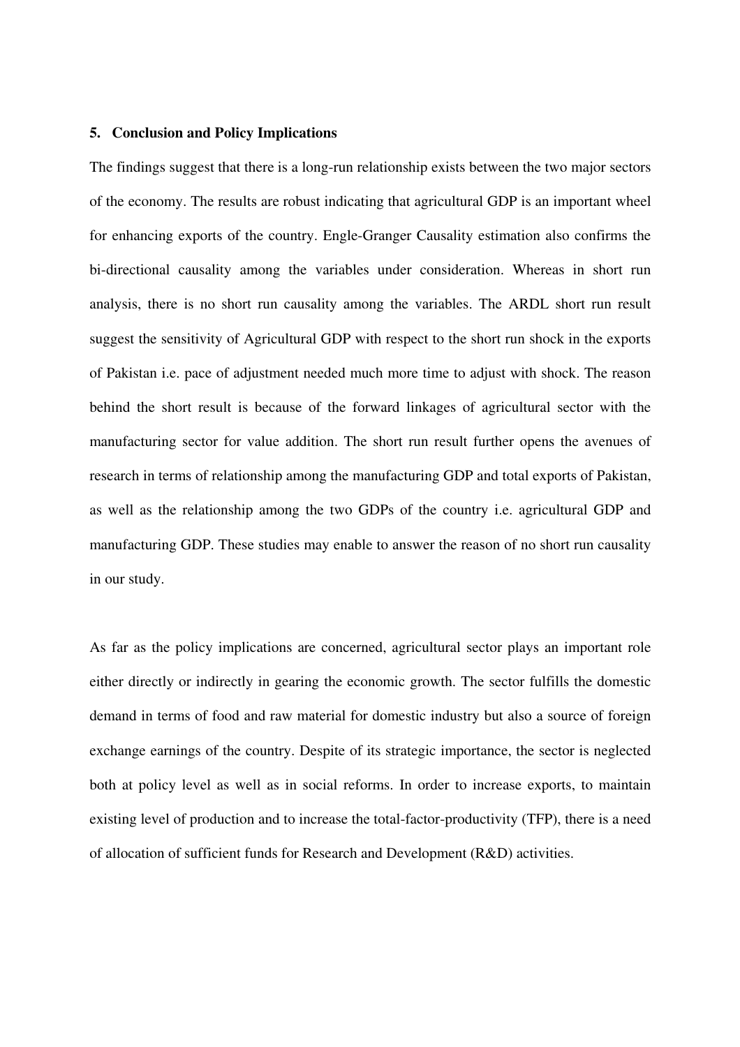## 5. Conclusion and Policy Implications

The findings suggest that there is a long-run relationship exists between the two major sectors of the economy. The results are robust indicating that agricultural GDP is an important wheel for enhancing exports of the country. Engle-Granger Causality estimation also confirms the bi-directional causality among the variables under consideration. Whereas in short run analysis, there is no short run causality among the variables. The ARDL short run result suggest the sensitivity of Agricultural GDP with respect to the short run shock in the exports of Pakistan i.e. pace of adjustment needed much more time to adjust with shock. The reason behind the short result is because of the forward linkages of agricultural sector with the manufacturing sector for value addition. The short run result further opens the avenues of research in terms of relationship among the manufacturing GDP and total exports of Pakistan, as well as the relationship among the two GDPs of the country i.e. agricultural GDP and manufacturing GDP. These studies may enable to answer the reason of no short run causality in our study.

As far as the policy implications are concerned, agricultural sector plays an important role either directly or indirectly in gearing the economic growth. The sector fulfills the domestic demand in terms of food and raw material for domestic industry but also a source of foreign exchange earnings of the country. Despite of its strategic importance, the sector is neglected both at policy level as well as in social reforms. In order to increase exports, to maintain existing level of production and to increase the total-factor-productivity (TFP), there is a need of allocation of sufficient funds for Research and Development (R&D) activities.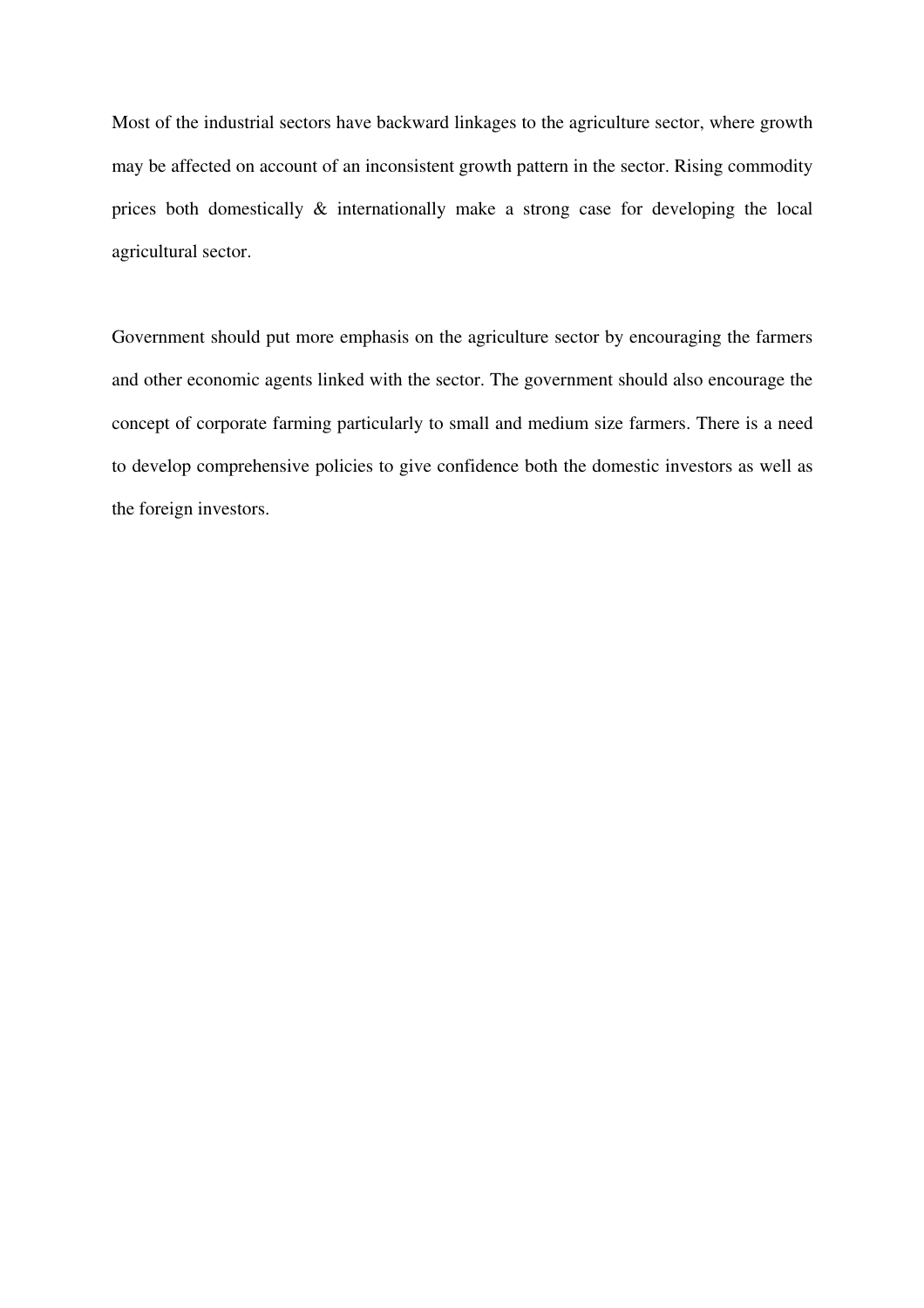Most of the industrial sectors have backward linkages to the agriculture sector, where growth may be affected on account of an inconsistent growth pattern in the sector. Rising commodity prices both domestically & internationally make a strong case for developing the local agricultural sector.

Government should put more emphasis on the agriculture sector by encouraging the farmers and other economic agents linked with the sector. The government should also encourage the concept of corporate farming particularly to small and medium size farmers. There is a need to develop comprehensive policies to give confidence both the domestic investors as well as the foreign investors.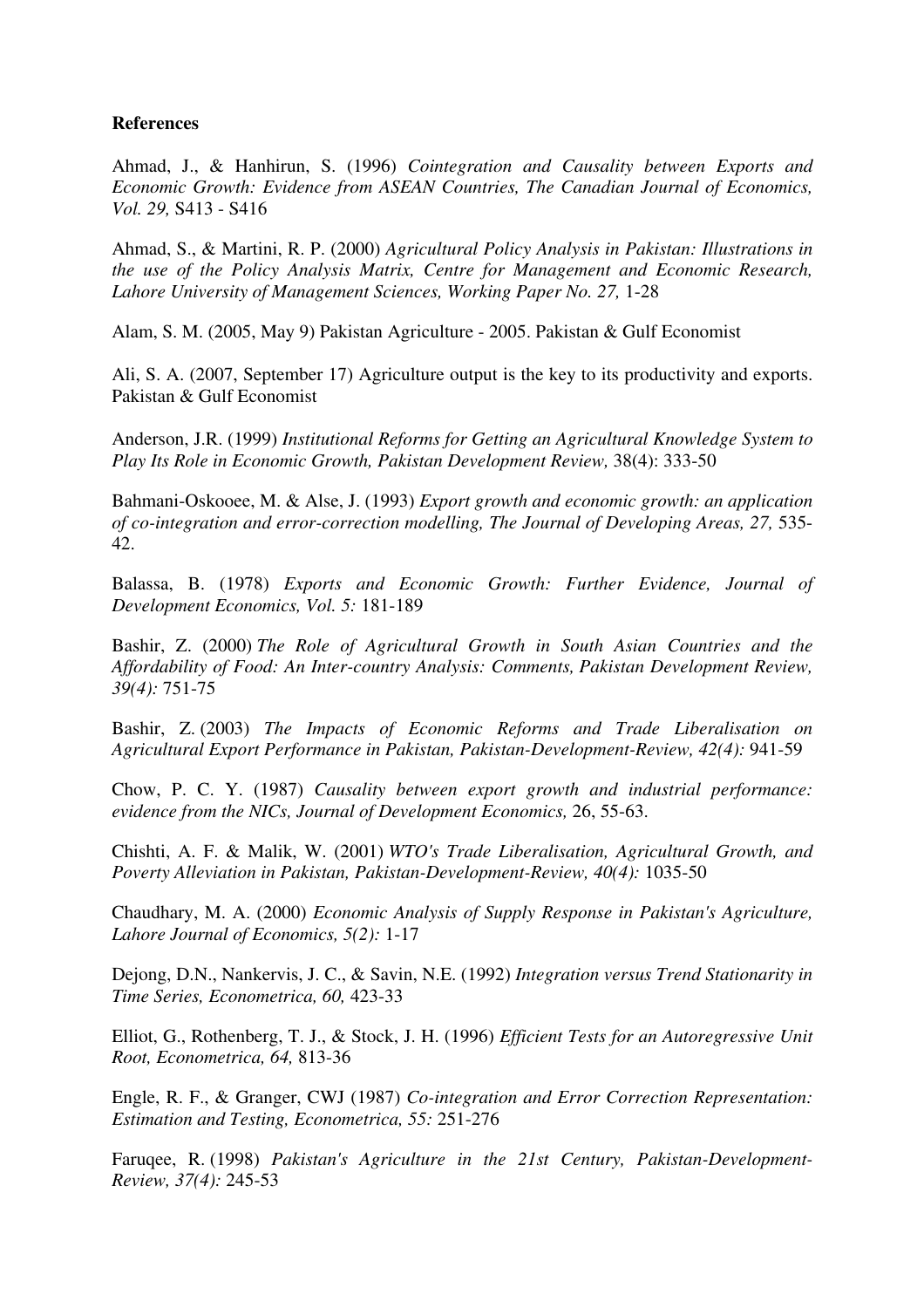**References**

Ahmad, J., & Hanhirun, S. (1996) *Cointegration and Causality between Exports and Economic Growth: Evidence from ASEAN Countries, The Canadian Journal of Economics, Vol. 29,* S413 - S416

Ahmad, S., & Martini, R. P. (2000) *Agricultural Policy Analysis in Pakistan: Illustrations in the use of the Policy Analysis Matrix, Centre for Management and Economic Research, Lahore University of Management Sciences, Working Paper No. 27,* 1-28

Alam, S. M. (2005, May 9) Pakistan Agriculture - 2005. Pakistan & Gulf Economist

Ali, S. A. (2007, September 17) Agriculture output is the key to its productivity and exports. Pakistan & Gulf Economist

Anderson, J.R. (1999) *Institutional Reforms for Getting an Agricultural Knowledge System to Play Its Role in Economic Growth, Pakistan Development Review,* 38(4): 333-50

Bahmani-Oskooee, M. & Alse, J. (1993) *Export growth and economic growth: an application of co-integration and error-correction modelling, The Journal of Developing Areas, 27,* 535-42.

Balassa, B. (1978) *Exports and Economic Growth: Further Evidence, Journal of Development Economics, Vol. 5:* 181-189

Bashir, Z. (2000) *The Role of Agricultural Growth in South Asian Countries and the Affordability of Food: An Inter-country Analysis: Comments, Pakistan Development Review, 39(4):* 751-75

Bashir, Z. (2003) *The Impacts of Economic Reforms and Trade Liberalisation on Agricultural Export Performance in Pakistan, Pakistan-Development-Review, 42(4):* 941-59

Chow, P. C. Y. (1987) *Causality between export growth and industrial performance: evidence from the NICs, Journal of Development Economics,* 26, 55-63.

Chishti, A. F. & Malik, W. (2001) *WTO's Trade Liberalisation, Agricultural Growth, and Poverty Alleviation in Pakistan, Pakistan-Development-Review, 40(4):* 1035-50

Chaudhary, M. A. (2000) *Economic Analysis of Supply Response in Pakistan's Agriculture, Lahore Journal of Economics, 5(2):* 1-17

Dejong, D.N., Nankervis, J. C., & Savin, N.E. (1992) *Integration versus Trend Stationarity in Time Series, Econometrica, 60,* 423-33

Elliot, G., Rothenberg, T. J., & Stock, J. H. (1996) *Efficient Tests for an Autoregressive Unit Root, Econometrica, 64,* 813-36

Engle, R. F., & Granger, CWJ (1987) *Co-integration and Error Correction Representation: Estimation and Testing, Econometrica, 55:* 251-276

Faruqee, R. (1998) *Pakistan's Agriculture in the 21st Century, Pakistan-Development-Review, 37(4):* 245-53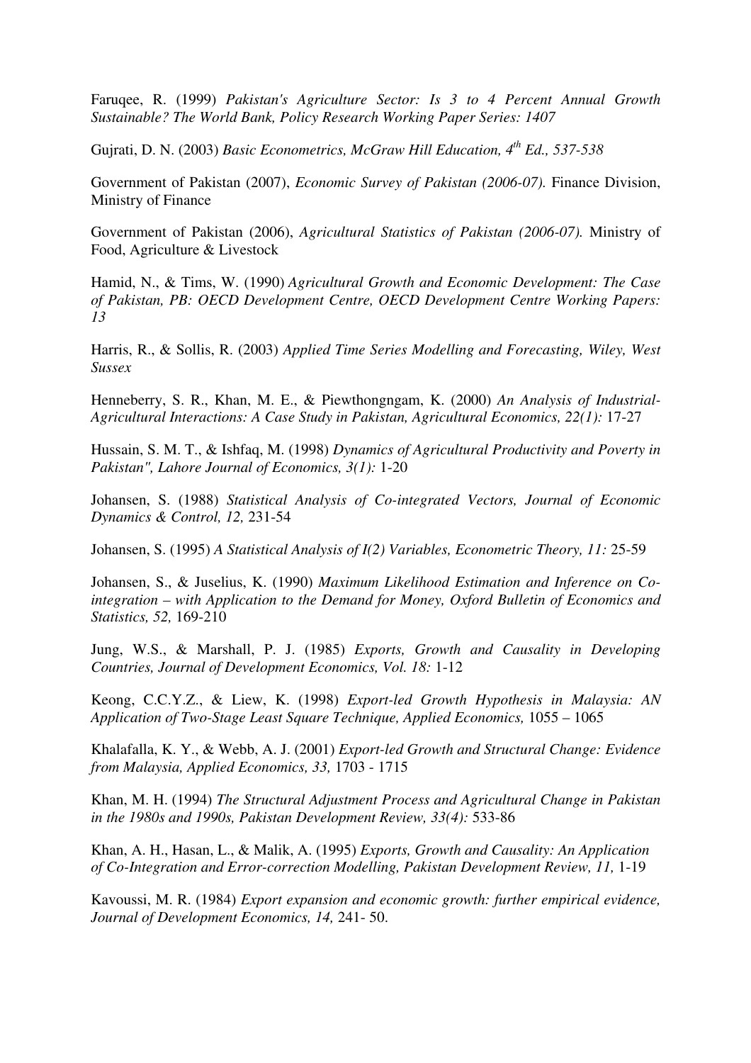Faruqee, R. (1999) *Pakistan's Agriculture Sector: Is 3 to 4 Percent Annual Growth Sustainable? The World Bank, Policy Research Working Paper Series: 1407*

Gujrati, D. N. (2003) *Basic Econometrics, McGraw Hill Education, 4th Ed., 537-538*

Government of Pakistan (2007), *Economic Survey of Pakistan (2006-07).* Finance Division, Ministry of Finance

Government of Pakistan (2006), *Agricultural Statistics of Pakistan (2006-07).* Ministry of Food, Agriculture & Livestock

Hamid, N., & Tims, W. (1990) *Agricultural Growth and Economic Development: The Case of Pakistan, PB: OECD Development Centre, OECD Development Centre Working Papers: 13*

Harris, R., & Sollis, R. (2003) *Applied Time Series Modelling and Forecasting, Wiley, West Sussex*

Henneberry, S. R., Khan, M. E., & Piewthongngam, K. (2000) *An Analysis of Industrial-Agricultural Interactions: A Case Study in Pakistan, Agricultural Economics, 22(1):* 17-27

Hussain, S. M. T., & Ishfaq, M. (1998) *Dynamics of Agricultural Productivity and Poverty in Pakistan", Lahore Journal of Economics, 3(1):* 1-20

Johansen, S. (1988) *Statistical Analysis of Co-integrated Vectors, Journal of Economic Dynamics & Control, 12,* 231-54

Johansen, S. (1995) *A Statistical Analysis of I(2) Variables, Econometric Theory, 11:* 25-59

Johansen, S., & Juselius, K. (1990) *Maximum Likelihood Estimation and Inference on Co-integration – with Application to the Demand for Money, Oxford Bulletin of Economics and Statistics, 52,* 169-210

Jung, W.S., & Marshall, P. J. (1985) *Exports, Growth and Causality in Developing Countries, Journal of Development Economics, Vol. 18:* 1-12

Keong, C.C.Y.Z., & Liew, K. (1998) *Export-led Growth Hypothesis in Malaysia: AN Application of Two-Stage Least Square Technique, Applied Economics,* 1055 – 1065

Khalafalla, K. Y., & Webb, A. J. (2001) *Export-led Growth and Structural Change: Evidence from Malaysia, Applied Economics, 33,* 1703 - 1715

Khan, M. H. (1994) *The Structural Adjustment Process and Agricultural Change in Pakistan in the 1980s and 1990s, Pakistan Development Review, 33(4):* 533-86

Khan, A. H., Hasan, L., & Malik, A. (1995) *Exports, Growth and Causality: An Application of Co-Integration and Error-correction Modelling, Pakistan Development Review, 11,* 1-19

Kavoussi, M. R. (1984) *Export expansion and economic growth: further empirical evidence, Journal of Development Economics, 14,* 241- 50.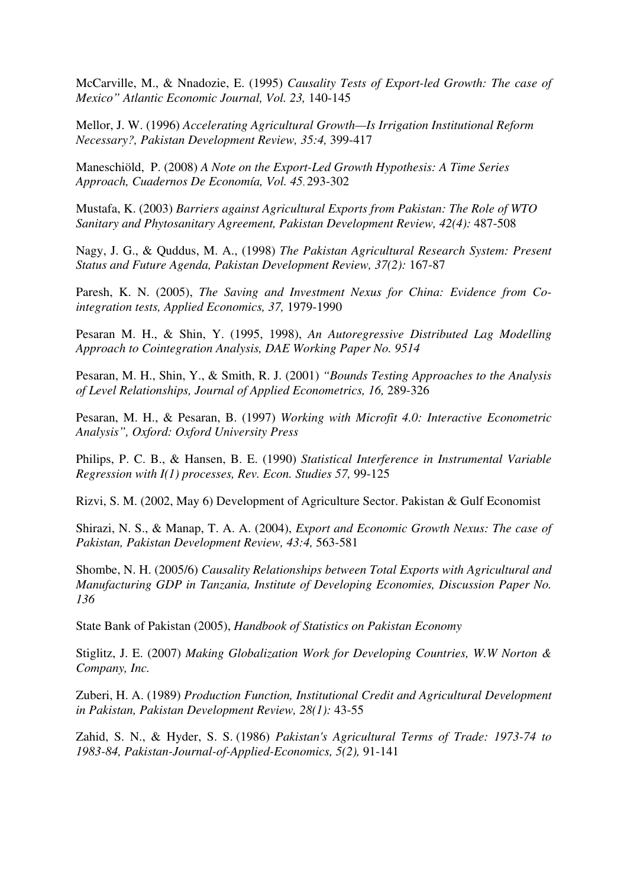McCarville, M., & Nnadozie, E. (1995) *Causality Tests of Export-led Growth: The case of Mexico" Atlantic Economic Journal, Vol. 23,* 140-145

Mellor, J. W. (1996) *Accelerating Agricultural Growth—Is Irrigation Institutional Reform Necessary?, Pakistan Development Review, 35:4,* 399-417

Maneschiöld, P. (2008) *A Note on the Export-Led Growth Hypothesis: A Time Series Approach, Cuadernos De Economía, Vol. 45*, 293-302

Mustafa, K. (2003) *Barriers against Agricultural Exports from Pakistan: The Role of WTO Sanitary and Phytosanitary Agreement, Pakistan Development Review, 42(4):* 487-508

Nagy, J. G., & Quddus, M. A., (1998) *The Pakistan Agricultural Research System: Present Status and Future Agenda, Pakistan Development Review, 37(2):* 167-87

Paresh, K. N. (2005), *The Saving and Investment Nexus for China: Evidence from Co-integration tests, Applied Economics, 37,* 1979-1990

Pesaran M. H., & Shin, Y. (1995, 1998), *An Autoregressive Distributed Lag Modelling Approach to Cointegration Analysis, DAE Working Paper No. 9514*

Pesaran, M. H., Shin, Y., & Smith, R. J. (2001) *"Bounds Testing Approaches to the Analysis of Level Relationships, Journal of Applied Econometrics, 16,* 289-326

Pesaran, M. H., & Pesaran, B. (1997) *Working with Microfit 4.0: Interactive Econometric Analysis", Oxford: Oxford University Press*

Philips, P. C. B., & Hansen, B. E. (1990) *Statistical Interference in Instrumental Variable Regression with I(1) processes, Rev. Econ. Studies 57,* 99-125

Rizvi, S. M. (2002, May 6) Development of Agriculture Sector. Pakistan & Gulf Economist

Shirazi, N. S., & Manap, T. A. A. (2004), *Export and Economic Growth Nexus: The case of Pakistan, Pakistan Development Review, 43:4,* 563-581

Shombe, N. H. (2005/6) *Causality Relationships between Total Exports with Agricultural and Manufacturing GDP in Tanzania, Institute of Developing Economies, Discussion Paper No. 136*

State Bank of Pakistan (2005), *Handbook of Statistics on Pakistan Economy*

Stiglitz, J. E. (2007) *Making Globalization Work for Developing Countries, W.W Norton & Company, Inc.*

Zuberi, H. A. (1989) *Production Function, Institutional Credit and Agricultural Development in Pakistan, Pakistan Development Review, 28(1):* 43-55

Zahid, S. N., & Hyder, S. S. (1986) *Pakistan's Agricultural Terms of Trade: 1973-74 to 1983-84, Pakistan-Journal-of-Applied-Economics, 5(2),* 91-141